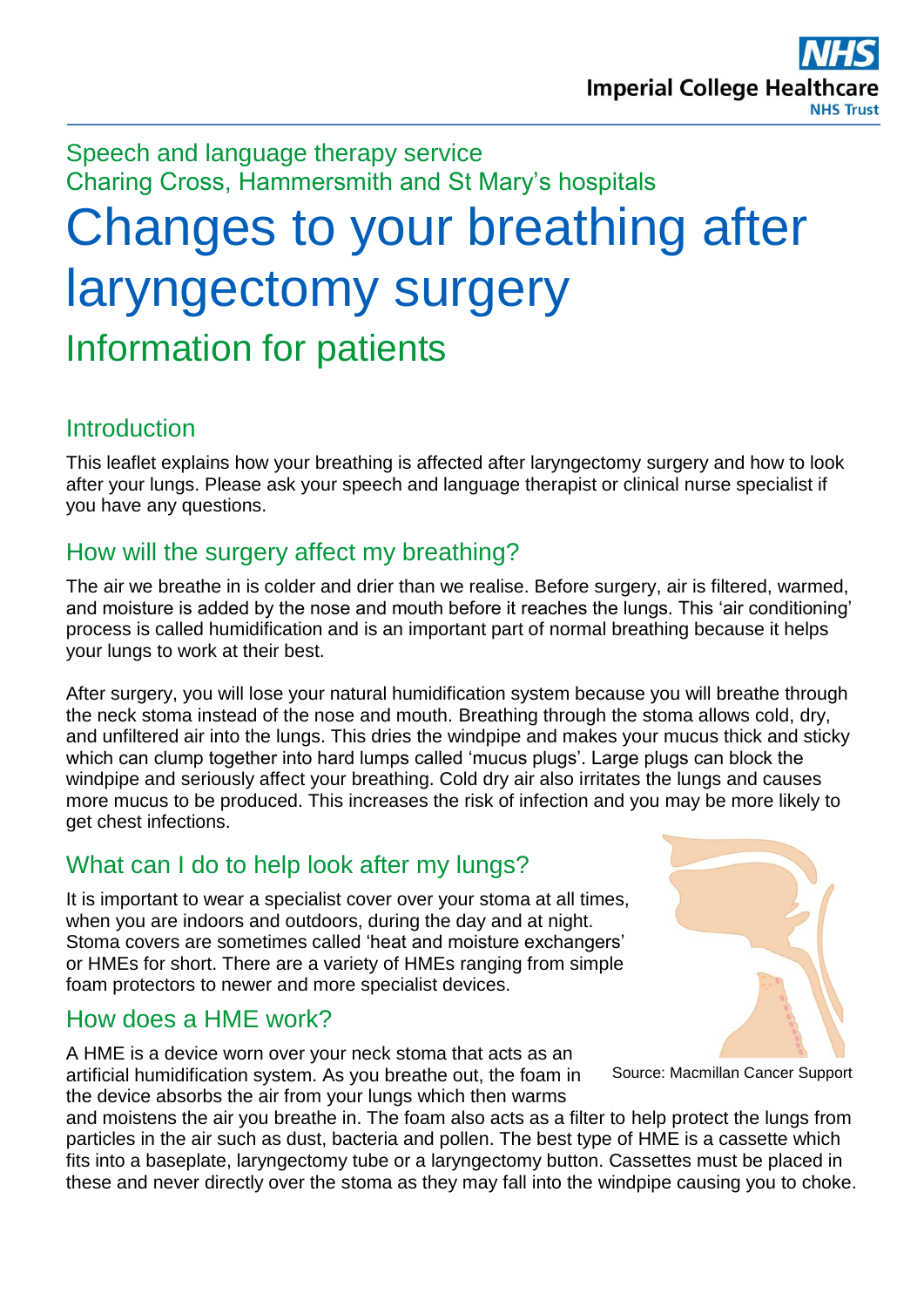Speech and language therapy service
Charing Cross, Hammersmith and St Mary's hospitals

# Changes to your breathing after laryngectomy surgery

## Information for patients

### Introduction

This leaflet explains how your breathing is affected after laryngectomy surgery and how to look after your lungs. Please ask your speech and language therapist or clinical nurse specialist if you have any questions.

### How will the surgery affect my breathing?

The air we breathe in is colder and drier than we realise. Before surgery, air is filtered, warmed, and moisture is added by the nose and mouth before it reaches the lungs. This 'air conditioning' process is called humidification and is an important part of normal breathing because it helps your lungs to work at their best.

After surgery, you will lose your natural humidification system because you will breathe through the neck stoma instead of the nose and mouth. Breathing through the stoma allows cold, dry, and unfiltered air into the lungs. This dries the windpipe and makes your mucus thick and sticky which can clump together into hard lumps called 'mucus plugs'. Large plugs can block the windpipe and seriously affect your breathing. Cold dry air also irritates the lungs and causes more mucus to be produced. This increases the risk of infection and you may be more likely to get chest infections.

### What can I do to help look after my lungs?

It is important to wear a specialist cover over your stoma at all times, when you are indoors and outdoors, during the day and at night. Stoma covers are sometimes called 'heat and moisture exchangers' or HMEs for short. There are a variety of HMEs ranging from simple foam protectors to newer and more specialist devices.

Source: Macmillan Cancer Support

### How does a HME work?

A HME is a device worn over your neck stoma that acts as an artificial humidification system. As you breathe out, the foam in the device absorbs the air from your lungs which then warms and moistens the air you breathe in. The foam also acts as a filter to help protect the lungs from particles in the air such as dust, bacteria and pollen. The best type of HME is a cassette which fits into a baseplate, laryngectomy tube or a laryngectomy button. Cassettes must be placed in these and never directly over the stoma as they may fall into the windpipe causing you to choke.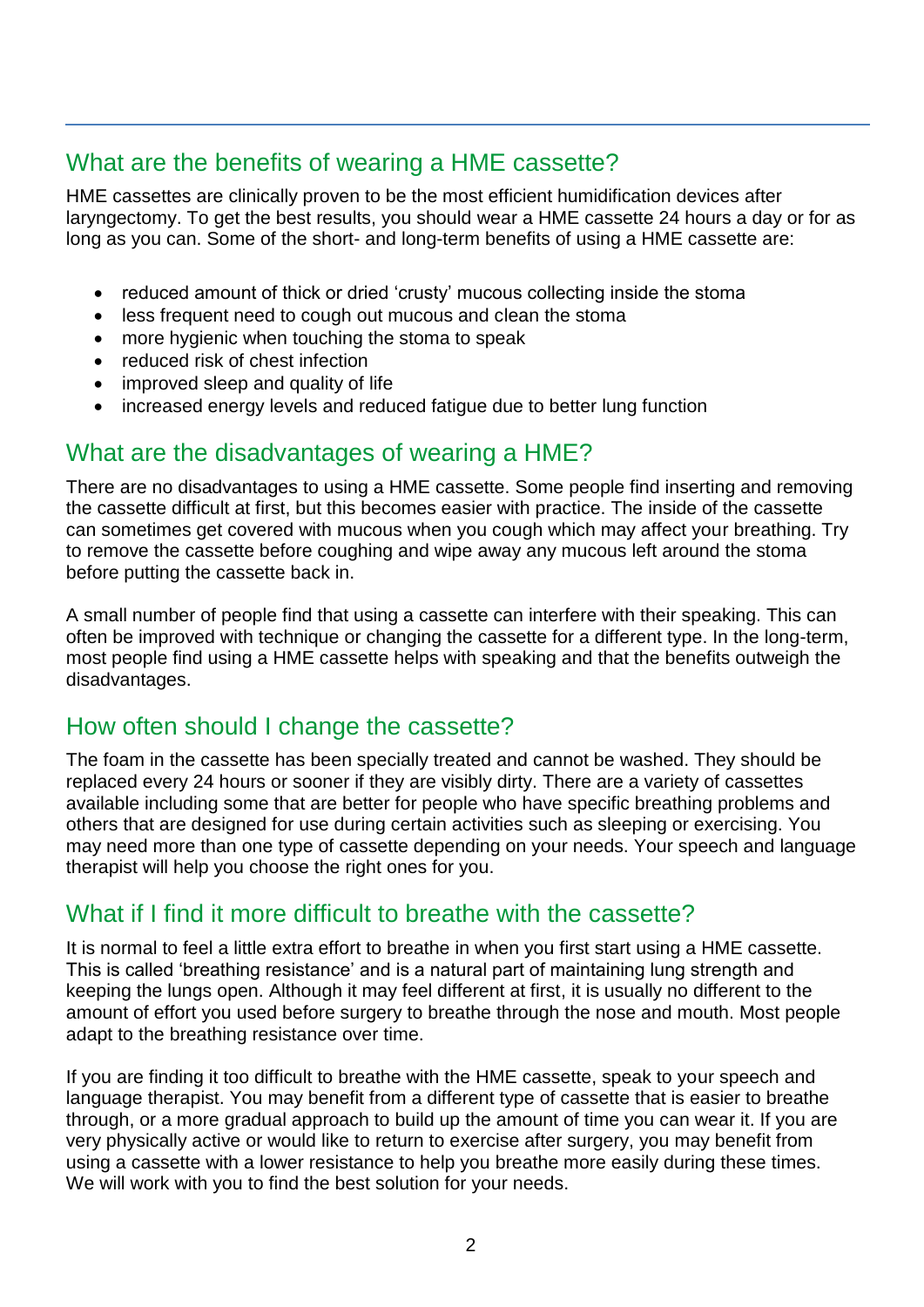## What are the benefits of wearing a HME cassette?

HME cassettes are clinically proven to be the most efficient humidification devices after laryngectomy. To get the best results, you should wear a HME cassette 24 hours a day or for as long as you can. Some of the short- and long-term benefits of using a HME cassette are:

- reduced amount of thick or dried 'crusty' mucous collecting inside the stoma
- less frequent need to cough out mucous and clean the stoma
- more hygienic when touching the stoma to speak
- reduced risk of chest infection
- improved sleep and quality of life
- increased energy levels and reduced fatigue due to better lung function

## What are the disadvantages of wearing a HME?

There are no disadvantages to using a HME cassette. Some people find inserting and removing the cassette difficult at first, but this becomes easier with practice. The inside of the cassette can sometimes get covered with mucous when you cough which may affect your breathing. Try to remove the cassette before coughing and wipe away any mucous left around the stoma before putting the cassette back in.

A small number of people find that using a cassette can interfere with their speaking. This can often be improved with technique or changing the cassette for a different type. In the long-term, most people find using a HME cassette helps with speaking and that the benefits outweigh the disadvantages.

## How often should I change the cassette?

The foam in the cassette has been specially treated and cannot be washed. They should be replaced every 24 hours or sooner if they are visibly dirty. There are a variety of cassettes available including some that are better for people who have specific breathing problems and others that are designed for use during certain activities such as sleeping or exercising. You may need more than one type of cassette depending on your needs. Your speech and language therapist will help you choose the right ones for you.

## What if I find it more difficult to breathe with the cassette?

It is normal to feel a little extra effort to breathe in when you first start using a HME cassette. This is called 'breathing resistance' and is a natural part of maintaining lung strength and keeping the lungs open. Although it may feel different at first, it is usually no different to the amount of effort you used before surgery to breathe through the nose and mouth. Most people adapt to the breathing resistance over time.

If you are finding it too difficult to breathe with the HME cassette, speak to your speech and language therapist. You may benefit from a different type of cassette that is easier to breathe through, or a more gradual approach to build up the amount of time you can wear it. If you are very physically active or would like to return to exercise after surgery, you may benefit from using a cassette with a lower resistance to help you breathe more easily during these times. We will work with you to find the best solution for your needs.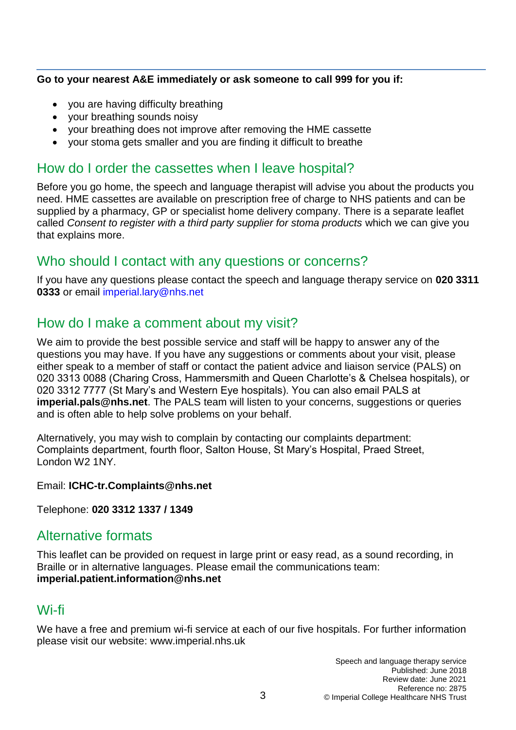**Go to your nearest A&E immediately or ask someone to call 999 for you if:**

- you are having difficulty breathing
- your breathing sounds noisy
- your breathing does not improve after removing the HME cassette
- your stoma gets smaller and you are finding it difficult to breathe

## How do I order the cassettes when I leave hospital?

Before you go home, the speech and language therapist will advise you about the products you need. HME cassettes are available on prescription free of charge to NHS patients and can be supplied by a pharmacy, GP or specialist home delivery company. There is a separate leaflet called *Consent to register with a third party supplier for stoma products* which we can give you that explains more.

## Who should I contact with any questions or concerns?

If you have any questions please contact the speech and language therapy service on **020 3311 0333** or email imperial.lary@nhs.net

## How do I make a comment about my visit?

We aim to provide the best possible service and staff will be happy to answer any of the questions you may have. If you have any suggestions or comments about your visit, please either speak to a member of staff or contact the patient advice and liaison service (PALS) on 020 3313 0088 (Charing Cross, Hammersmith and Queen Charlotte's & Chelsea hospitals), or 020 3312 7777 (St Mary's and Western Eye hospitals). You can also email PALS at **imperial.pals@nhs.net**. The PALS team will listen to your concerns, suggestions or queries and is often able to help solve problems on your behalf.

Alternatively, you may wish to complain by contacting our complaints department: Complaints department, fourth floor, Salton House, St Mary's Hospital, Praed Street, London W2 1NY.

Email: **ICHC-tr.Complaints@nhs.net**

Telephone: **020 3312 1337 / 1349**

## Alternative formats

This leaflet can be provided on request in large print or easy read, as a sound recording, in Braille or in alternative languages. Please email the communications team: **imperial.patient.information@nhs.net**

## Wi-fi

We have a free and premium wi-fi service at each of our five hospitals. For further information please visit our website: www.imperial.nhs.uk

Speech and language therapy service
Published: June 2018
Review date: June 2021
Reference no: 2875
© Imperial College Healthcare NHS Trust